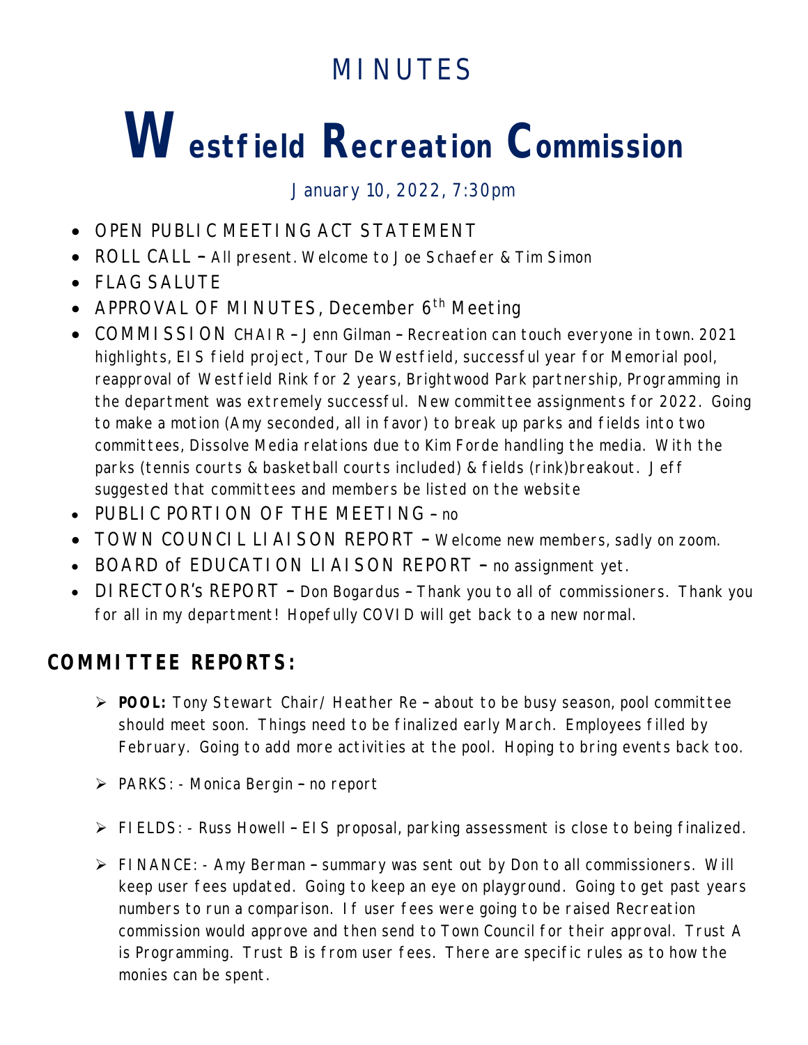# MINUTES

# Westfield Recreation Commission

January 10, 2022, 7:30pm

- OPEN PUBLIC MEETING ACT STATEMENT
- ROLL CALL – All present. Welcome to Joe Schaefer & Tim Simon
- FLAG SALUTE
- APPROVAL OF MINUTES, December 6th Meeting
- COMMISSION CHAIR – Jenn Gilman – Recreation can touch everyone in town. 2021 highlights, EIS field project, Tour De Westfield, successful year for Memorial pool, reapproval of Westfield Rink for 2 years, Brightwood Park partnership, Programming in the department was extremely successful. New committee assignments for 2022. Going to make a motion (Amy seconded, all in favor) to break up parks and fields into two committees, Dissolve Media relations due to Kim Forde handling the media. With the parks (tennis courts & basketball courts included) & fields (rink)breakout. Jeff suggested that committees and members be listed on the website
- PUBLIC PORTION OF THE MEETING – no
- TOWN COUNCIL LIAISON REPORT – Welcome new members, sadly on zoom.
- BOARD of EDUCATION LIAISON REPORT – no assignment yet.
- DIRECTOR's REPORT – Don Bogardus – Thank you to all of commissioners. Thank you for all in my department! Hopefully COVID will get back to a new normal.

## COMMITTEE REPORTS:

- **POOL:** Tony Stewart Chair/ Heather Re – about to be busy season, pool committee should meet soon. Things need to be finalized early March. Employees filled by February. Going to add more activities at the pool. Hoping to bring events back too.

- PARKS: - Monica Bergin – no report

- FIELDS: - Russ Howell – EIS proposal, parking assessment is close to being finalized.

- FINANCE: - Amy Berman – summary was sent out by Don to all commissioners. Will keep user fees updated. Going to keep an eye on playground. Going to get past years numbers to run a comparison. If user fees were going to be raised Recreation commission would approve and then send to Town Council for their approval. Trust A is Programming. Trust B is from user fees. There are specific rules as to how the monies can be spent.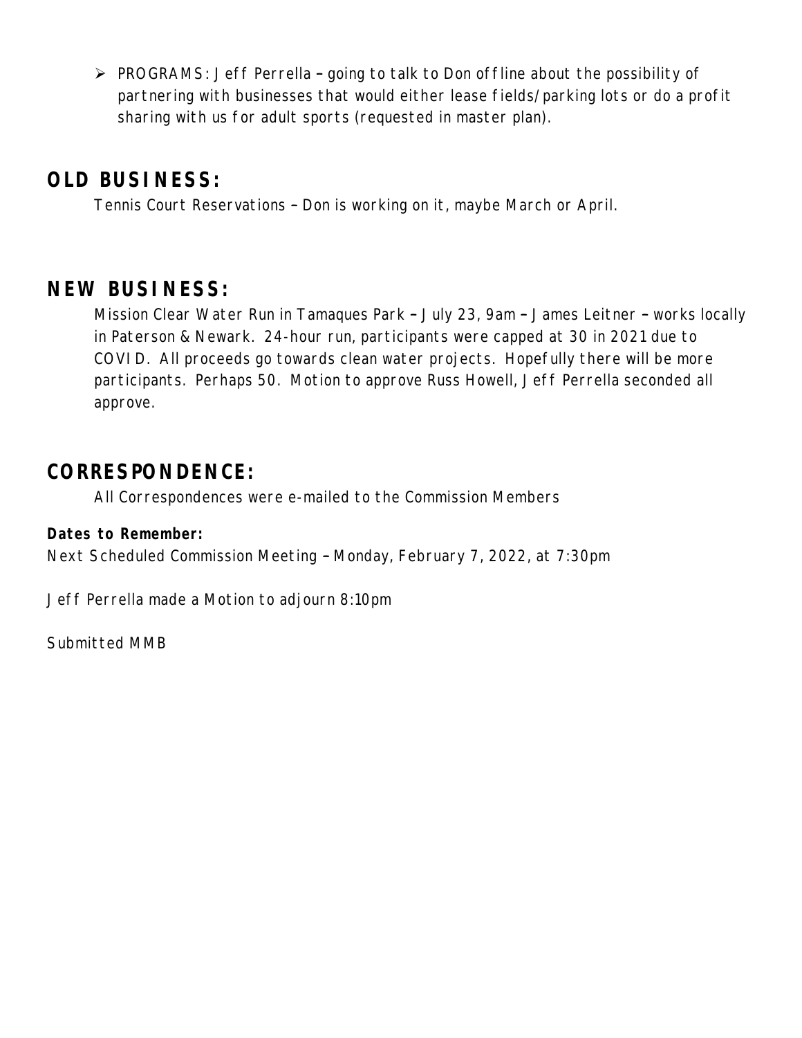- PROGRAMS: Jeff Perrella – going to talk to Don offline about the possibility of partnering with businesses that would either lease fields/parking lots or do a profit sharing with us for adult sports (requested in master plan).

## OLD BUSINESS:

Tennis Court Reservations – Don is working on it, maybe March or April.

## NEW BUSINESS:

Mission Clear Water Run in Tamaques Park – July 23, 9am – James Leitner – works locally in Paterson & Newark. 24-hour run, participants were capped at 30 in 2021 due to COVID. All proceeds go towards clean water projects. Hopefully there will be more participants. Perhaps 50. Motion to approve Russ Howell, Jeff Perrella seconded all approve.

## CORRESPONDENCE:

All Correspondences were e-mailed to the Commission Members

**Dates to Remember:**

Next Scheduled Commission Meeting – Monday, February 7, 2022, at 7:30pm

Jeff Perrella made a Motion to adjourn 8:10pm

Submitted MMB